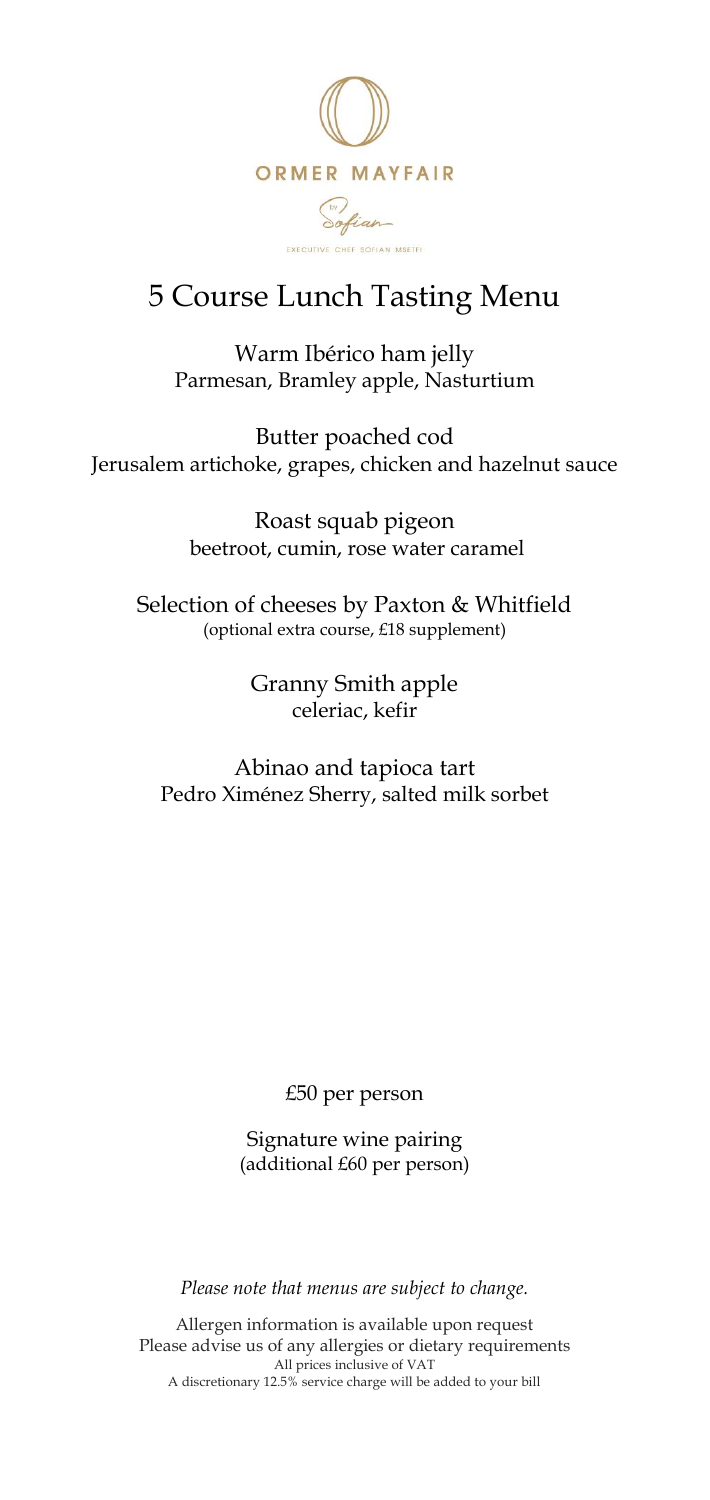ORMER MAYFAIR

by Sofian

EXECUTIVE CHEF SOFIAN MSETFI

# 5 Course Lunch Tasting Menu

Warm Ibérico ham jelly
Parmesan, Bramley apple, Nasturtium

Butter poached cod
Jerusalem artichoke, grapes, chicken and hazelnut sauce

Roast squab pigeon
beetroot, cumin, rose water caramel

Selection of cheeses by Paxton & Whitfield
(optional extra course, £18 supplement)

Granny Smith apple
celeriac, kefir

Abinao and tapioca tart
Pedro Ximénez Sherry, salted milk sorbet

£50 per person

Signature wine pairing
(additional £60 per person)

*Please note that menus are subject to change.*

Allergen information is available upon request
Please advise us of any allergies or dietary requirements
All prices inclusive of VAT
A discretionary 12.5% service charge will be added to your bill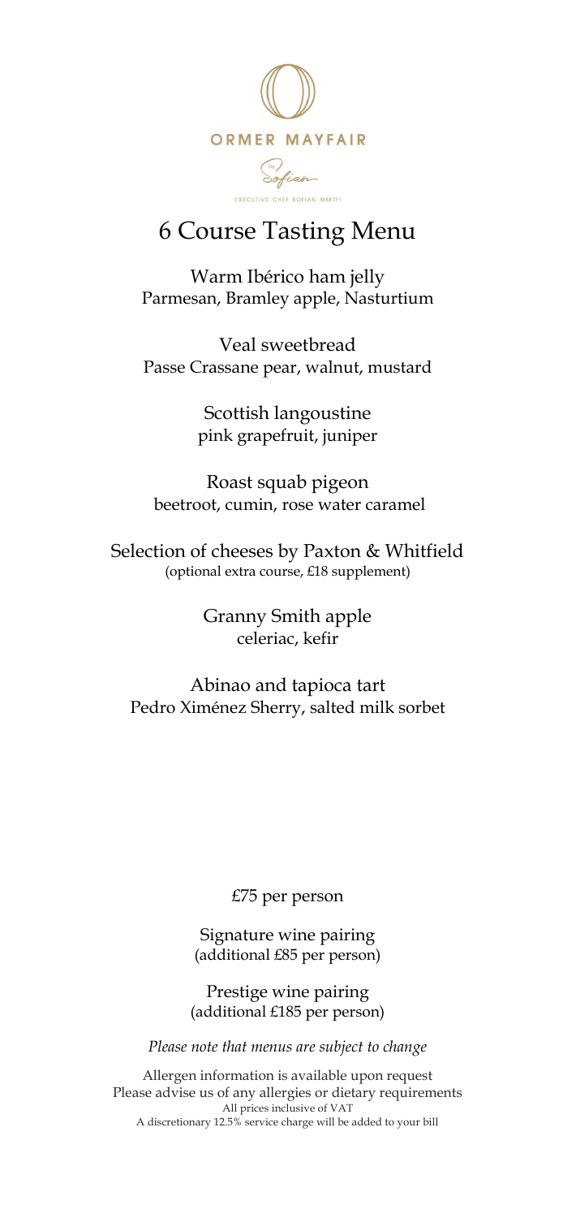ORMER MAYFAIR

by Sofian

EXECUTIVE CHEF SOFIAN MSETFI

# 6 Course Tasting Menu

Warm Ibérico ham jelly
Parmesan, Bramley apple, Nasturtium

Veal sweetbread
Passe Crassane pear, walnut, mustard

Scottish langoustine
pink grapefruit, juniper

Roast squab pigeon
beetroot, cumin, rose water caramel

Selection of cheeses by Paxton & Whitfield
(optional extra course, £18 supplement)

Granny Smith apple
celeriac, kefir

Abinao and tapioca tart
Pedro Ximénez Sherry, salted milk sorbet

£75 per person

Signature wine pairing
(additional £85 per person)

Prestige wine pairing
(additional £185 per person)

*Please note that menus are subject to change*

Allergen information is available upon request
Please advise us of any allergies or dietary requirements
All prices inclusive of VAT
A discretionary 12.5% service charge will be added to your bill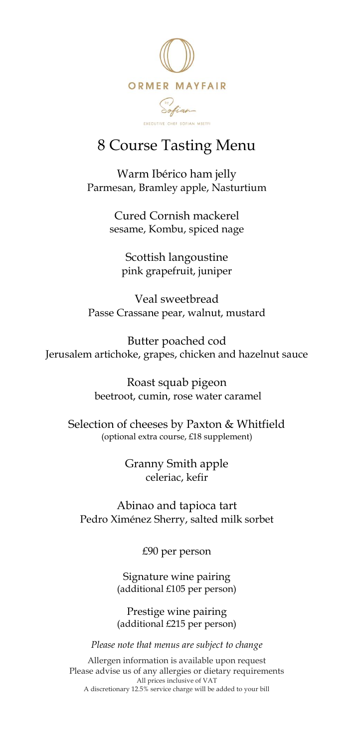ORMER MAYFAIR

by Sofian

EXECUTIVE CHEF SOFIAN MSETFI

# 8 Course Tasting Menu

Warm Ibérico ham jelly
Parmesan, Bramley apple, Nasturtium

Cured Cornish mackerel
sesame, Kombu, spiced nage

Scottish langoustine
pink grapefruit, juniper

Veal sweetbread
Passe Crassane pear, walnut, mustard

Butter poached cod
Jerusalem artichoke, grapes, chicken and hazelnut sauce

Roast squab pigeon
beetroot, cumin, rose water caramel

Selection of cheeses by Paxton & Whitfield
(optional extra course, £18 supplement)

Granny Smith apple
celeriac, kefir

Abinao and tapioca tart
Pedro Ximénez Sherry, salted milk sorbet

£90 per person

Signature wine pairing
(additional £105 per person)

Prestige wine pairing
(additional £215 per person)

*Please note that menus are subject to change*

Allergen information is available upon request
Please advise us of any allergies or dietary requirements
All prices inclusive of VAT
A discretionary 12.5% service charge will be added to your bill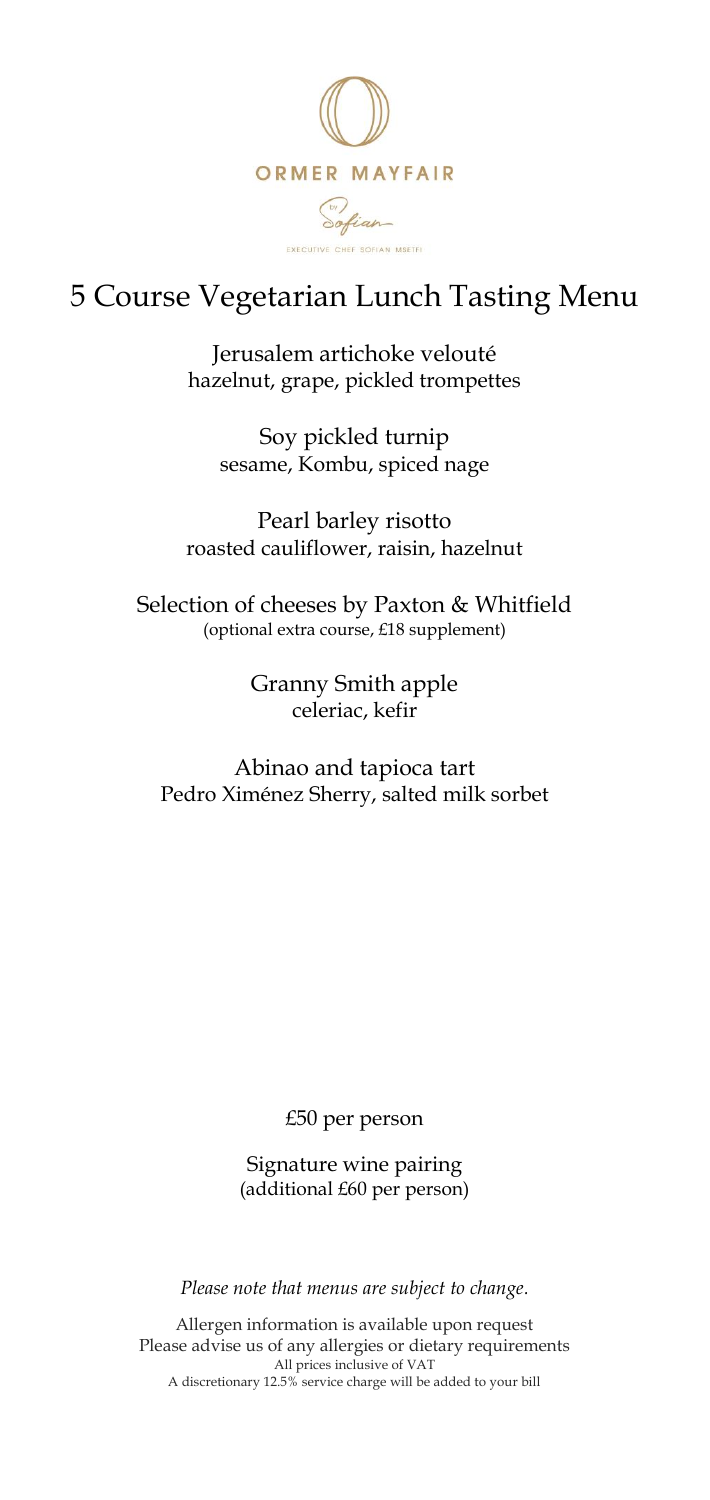ORMER MAYFAIR

by Sofian

EXECUTIVE CHEF SOFIAN MSETFI

# 5 Course Vegetarian Lunch Tasting Menu

Jerusalem artichoke velouté
hazelnut, grape, pickled trompettes

Soy pickled turnip
sesame, Kombu, spiced nage

Pearl barley risotto
roasted cauliflower, raisin, hazelnut

Selection of cheeses by Paxton & Whitfield
(optional extra course, £18 supplement)

Granny Smith apple
celeriac, kefir

Abinao and tapioca tart
Pedro Ximénez Sherry, salted milk sorbet

£50 per person

Signature wine pairing
(additional £60 per person)

*Please note that menus are subject to change.*

Allergen information is available upon request
Please advise us of any allergies or dietary requirements
All prices inclusive of VAT
A discretionary 12.5% service charge will be added to your bill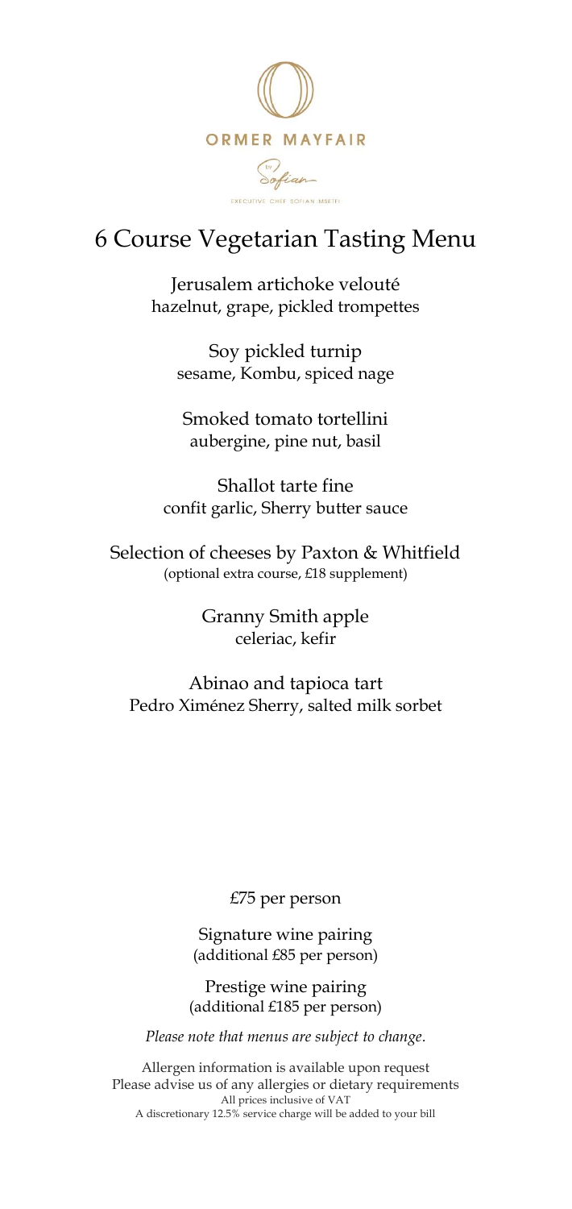ORMER MAYFAIR

by Sofian

EXECUTIVE CHEF SOFIAN MSETFI

# 6 Course Vegetarian Tasting Menu

Jerusalem artichoke velouté
hazelnut, grape, pickled trompettes

Soy pickled turnip
sesame, Kombu, spiced nage

Smoked tomato tortellini
aubergine, pine nut, basil

Shallot tarte fine
confit garlic, Sherry butter sauce

Selection of cheeses by Paxton & Whitfield
(optional extra course, £18 supplement)

Granny Smith apple
celeriac, kefir

Abinao and tapioca tart
Pedro Ximénez Sherry, salted milk sorbet

£75 per person

Signature wine pairing
(additional £85 per person)

Prestige wine pairing
(additional £185 per person)

*Please note that menus are subject to change.*

Allergen information is available upon request
Please advise us of any allergies or dietary requirements
All prices inclusive of VAT
A discretionary 12.5% service charge will be added to your bill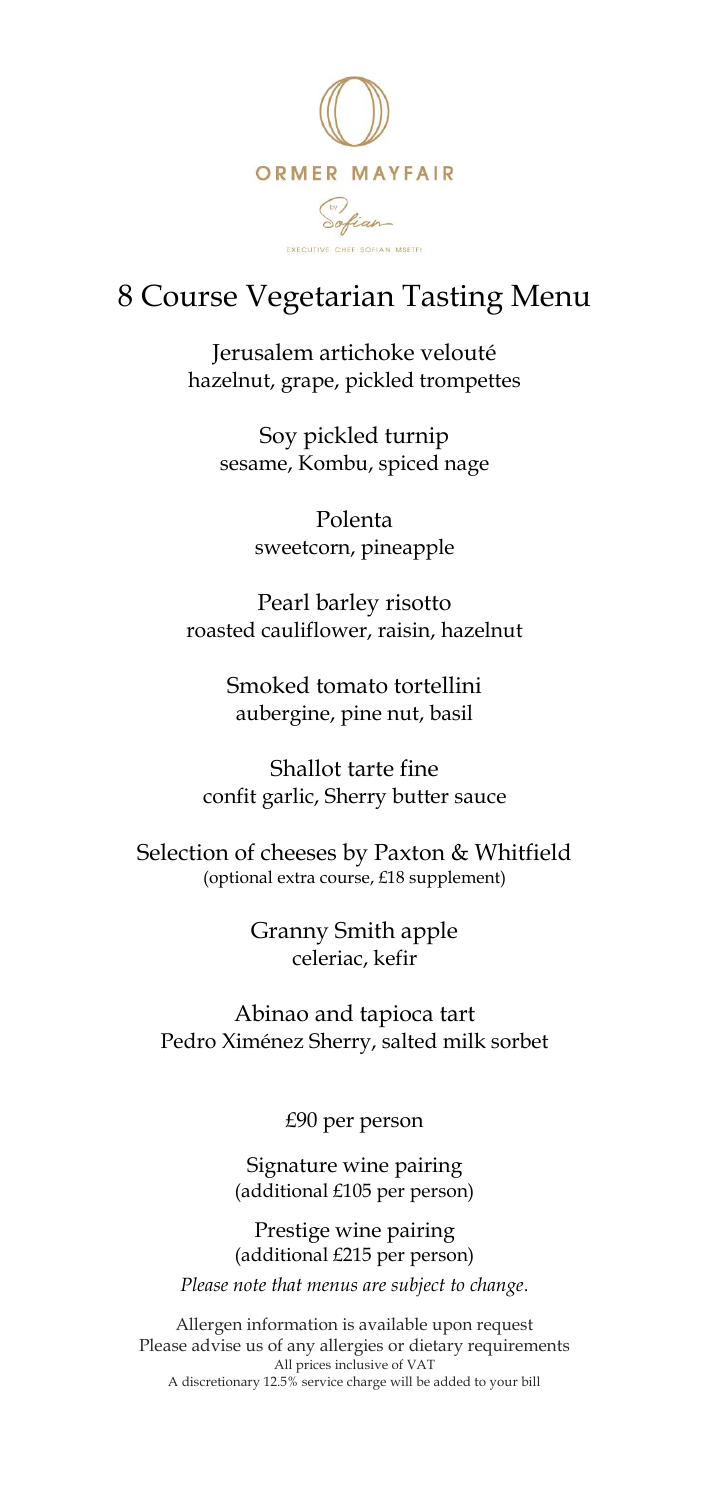ORMER MAYFAIR

by Sofian

EXECUTIVE CHEF SOFIAN MSETFI

# 8 Course Vegetarian Tasting Menu

Jerusalem artichoke velouté
hazelnut, grape, pickled trompettes

Soy pickled turnip
sesame, Kombu, spiced nage

Polenta
sweetcorn, pineapple

Pearl barley risotto
roasted cauliflower, raisin, hazelnut

Smoked tomato tortellini
aubergine, pine nut, basil

Shallot tarte fine
confit garlic, Sherry butter sauce

Selection of cheeses by Paxton & Whitfield
(optional extra course, £18 supplement)

Granny Smith apple
celeriac, kefir

Abinao and tapioca tart
Pedro Ximénez Sherry, salted milk sorbet

£90 per person

Signature wine pairing
(additional £105 per person)

Prestige wine pairing
(additional £215 per person)

*Please note that menus are subject to change.*

Allergen information is available upon request
Please advise us of any allergies or dietary requirements
All prices inclusive of VAT
A discretionary 12.5% service charge will be added to your bill